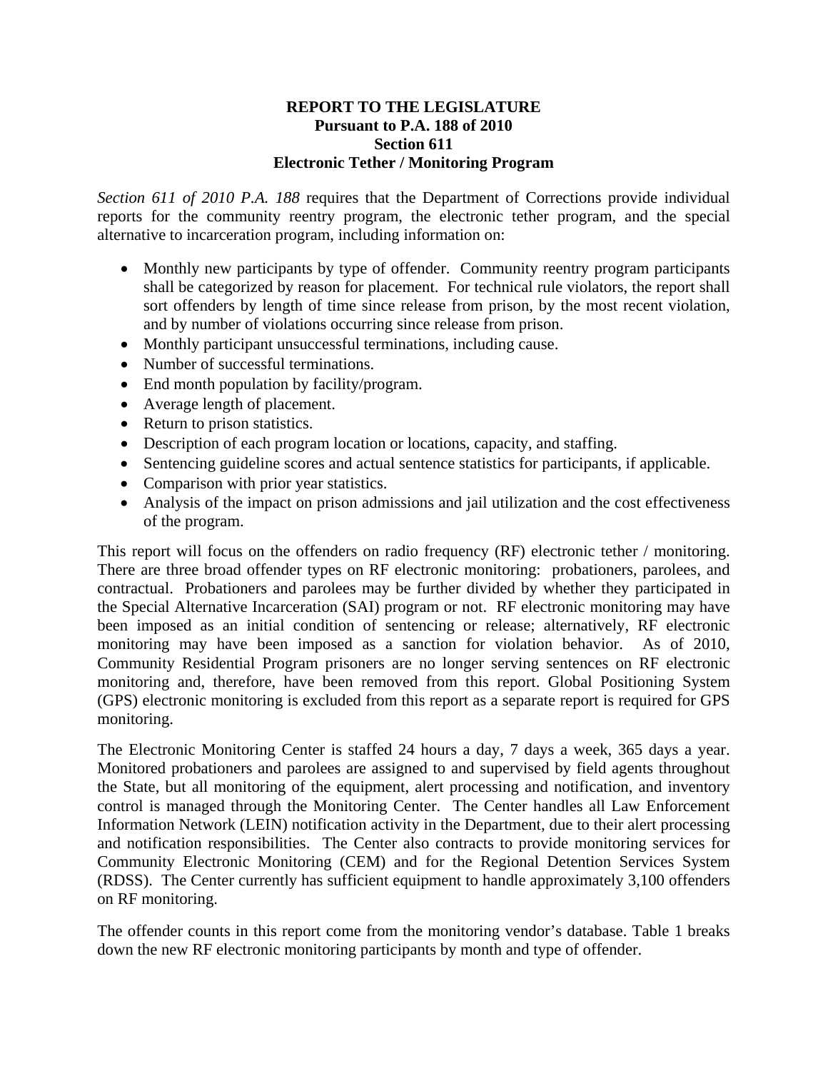**REPORT TO THE LEGISLATURE**
**Pursuant to P.A. 188 of 2010**
**Section 611**
**Electronic Tether / Monitoring Program**

*Section 611 of 2010 P.A. 188* requires that the Department of Corrections provide individual reports for the community reentry program, the electronic tether program, and the special alternative to incarceration program, including information on:

- Monthly new participants by type of offender. Community reentry program participants shall be categorized by reason for placement. For technical rule violators, the report shall sort offenders by length of time since release from prison, by the most recent violation, and by number of violations occurring since release from prison.
- Monthly participant unsuccessful terminations, including cause.
- Number of successful terminations.
- End month population by facility/program.
- Average length of placement.
- Return to prison statistics.
- Description of each program location or locations, capacity, and staffing.
- Sentencing guideline scores and actual sentence statistics for participants, if applicable.
- Comparison with prior year statistics.
- Analysis of the impact on prison admissions and jail utilization and the cost effectiveness of the program.

This report will focus on the offenders on radio frequency (RF) electronic tether / monitoring. There are three broad offender types on RF electronic monitoring: probationers, parolees, and contractual. Probationers and parolees may be further divided by whether they participated in the Special Alternative Incarceration (SAI) program or not. RF electronic monitoring may have been imposed as an initial condition of sentencing or release; alternatively, RF electronic monitoring may have been imposed as a sanction for violation behavior. As of 2010, Community Residential Program prisoners are no longer serving sentences on RF electronic monitoring and, therefore, have been removed from this report. Global Positioning System (GPS) electronic monitoring is excluded from this report as a separate report is required for GPS monitoring.

The Electronic Monitoring Center is staffed 24 hours a day, 7 days a week, 365 days a year. Monitored probationers and parolees are assigned to and supervised by field agents throughout the State, but all monitoring of the equipment, alert processing and notification, and inventory control is managed through the Monitoring Center. The Center handles all Law Enforcement Information Network (LEIN) notification activity in the Department, due to their alert processing and notification responsibilities. The Center also contracts to provide monitoring services for Community Electronic Monitoring (CEM) and for the Regional Detention Services System (RDSS). The Center currently has sufficient equipment to handle approximately 3,100 offenders on RF monitoring.

The offender counts in this report come from the monitoring vendor's database. Table 1 breaks down the new RF electronic monitoring participants by month and type of offender.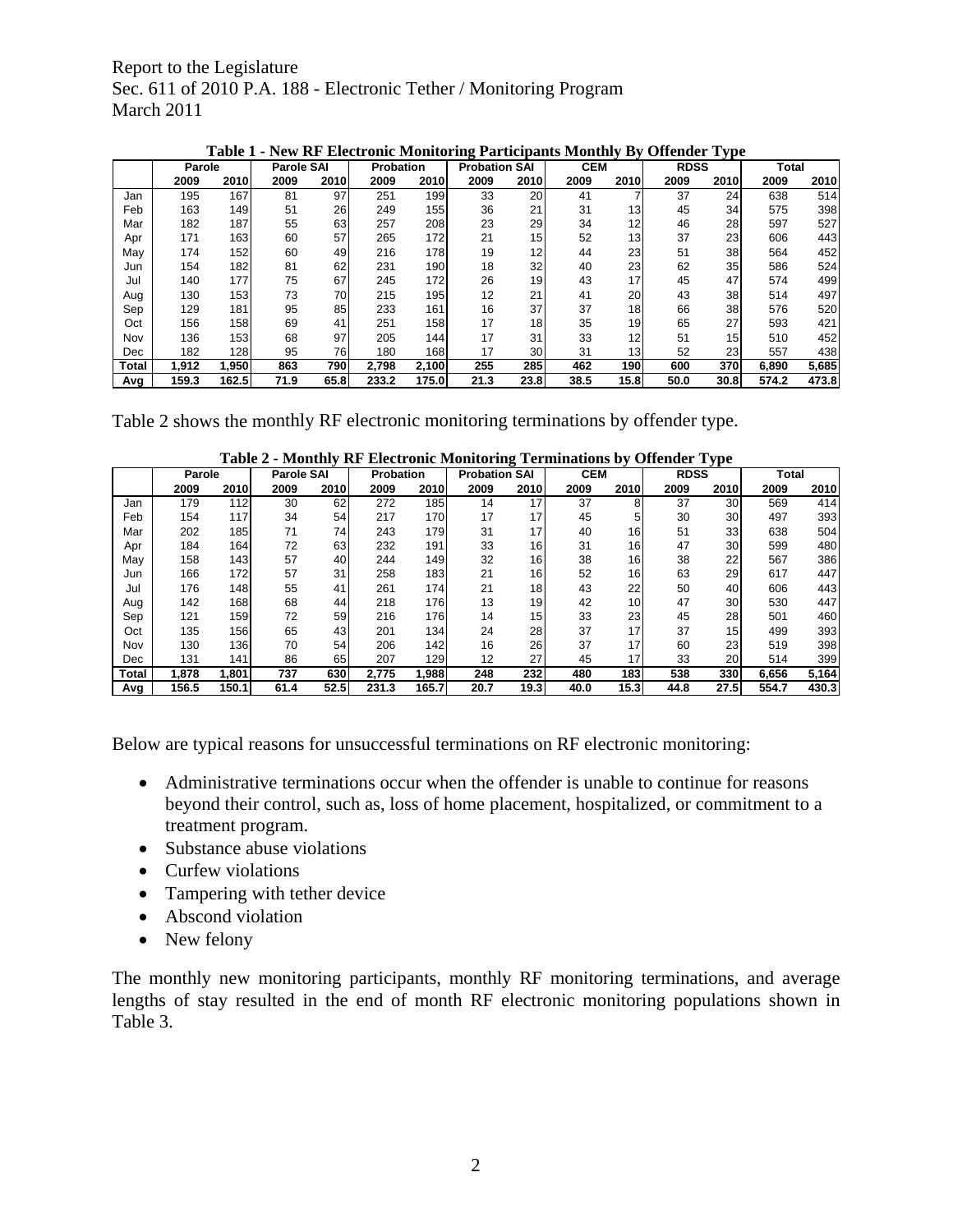Report to the Legislature
Sec. 611 of 2010 P.A. 188 - Electronic Tether / Monitoring Program
March 2011

**Table 1 - New RF Electronic Monitoring Participants Monthly By Offender Type**

| | Parole | | Parole SAI | | Probation | | Probation SAI | | CEM | | RDSS | | Total | |
|---|---|---|---|---|---|---|---|---|---|---|---|---|---|---|
| | 2009 | 2010 | 2009 | 2010 | 2009 | 2010 | 2009 | 2010 | 2009 | 2010 | 2009 | 2010 | 2009 | 2010 |
| Jan | 195 | 167 | 81 | 97 | 251 | 199 | 33 | 20 | 41 | 7 | 37 | 24 | 638 | 514 |
| Feb | 163 | 149 | 51 | 26 | 249 | 155 | 36 | 21 | 31 | 13 | 45 | 34 | 575 | 398 |
| Mar | 182 | 187 | 55 | 63 | 257 | 208 | 23 | 29 | 34 | 12 | 46 | 28 | 597 | 527 |
| Apr | 171 | 163 | 60 | 57 | 265 | 172 | 21 | 15 | 52 | 13 | 37 | 23 | 606 | 443 |
| May | 174 | 152 | 60 | 49 | 216 | 178 | 19 | 12 | 44 | 23 | 51 | 38 | 564 | 452 |
| Jun | 154 | 182 | 81 | 62 | 231 | 190 | 18 | 32 | 40 | 23 | 62 | 35 | 586 | 524 |
| Jul | 140 | 177 | 75 | 67 | 245 | 172 | 26 | 19 | 43 | 17 | 45 | 47 | 574 | 499 |
| Aug | 130 | 153 | 73 | 70 | 215 | 195 | 12 | 21 | 41 | 20 | 43 | 38 | 514 | 497 |
| Sep | 129 | 181 | 95 | 85 | 233 | 161 | 16 | 37 | 37 | 18 | 66 | 38 | 576 | 520 |
| Oct | 156 | 158 | 69 | 41 | 251 | 158 | 17 | 18 | 35 | 19 | 65 | 27 | 593 | 421 |
| Nov | 136 | 153 | 68 | 97 | 205 | 144 | 17 | 31 | 33 | 12 | 51 | 15 | 510 | 452 |
| Dec | 182 | 128 | 95 | 76 | 180 | 168 | 17 | 30 | 31 | 13 | 52 | 23 | 557 | 438 |
| Total | 1,912 | 1,950 | 863 | 790 | 2,798 | 2,100 | 255 | 285 | 462 | 190 | 600 | 370 | 6,890 | 5,685 |
| Avg | 159.3 | 162.5 | 71.9 | 65.8 | 233.2 | 175.0 | 21.3 | 23.8 | 38.5 | 15.8 | 50.0 | 30.8 | 574.2 | 473.8 |

Table 2 shows the monthly RF electronic monitoring terminations by offender type.

**Table 2 - Monthly RF Electronic Monitoring Terminations by Offender Type**

| | Parole | | Parole SAI | | Probation | | Probation SAI | | CEM | | RDSS | | Total | |
|---|---|---|---|---|---|---|---|---|---|---|---|---|---|---|
| | 2009 | 2010 | 2009 | 2010 | 2009 | 2010 | 2009 | 2010 | 2009 | 2010 | 2009 | 2010 | 2009 | 2010 |
| Jan | 179 | 112 | 30 | 62 | 272 | 185 | 14 | 17 | 37 | 8 | 37 | 30 | 569 | 414 |
| Feb | 154 | 117 | 34 | 54 | 217 | 170 | 17 | 17 | 45 | 5 | 30 | 30 | 497 | 393 |
| Mar | 202 | 185 | 71 | 74 | 243 | 179 | 31 | 17 | 40 | 16 | 51 | 33 | 638 | 504 |
| Apr | 184 | 164 | 72 | 63 | 232 | 191 | 33 | 16 | 31 | 16 | 47 | 30 | 599 | 480 |
| May | 158 | 143 | 57 | 40 | 244 | 149 | 32 | 16 | 38 | 16 | 38 | 22 | 567 | 386 |
| Jun | 166 | 172 | 57 | 31 | 258 | 183 | 21 | 16 | 52 | 16 | 63 | 29 | 617 | 447 |
| Jul | 176 | 148 | 55 | 41 | 261 | 174 | 21 | 18 | 43 | 22 | 50 | 40 | 606 | 443 |
| Aug | 142 | 168 | 68 | 44 | 218 | 176 | 13 | 19 | 42 | 10 | 47 | 30 | 530 | 447 |
| Sep | 121 | 159 | 72 | 59 | 216 | 176 | 14 | 15 | 33 | 23 | 45 | 28 | 501 | 460 |
| Oct | 135 | 156 | 65 | 43 | 201 | 134 | 24 | 28 | 37 | 17 | 37 | 15 | 499 | 393 |
| Nov | 130 | 136 | 70 | 54 | 206 | 142 | 16 | 26 | 37 | 17 | 60 | 23 | 519 | 398 |
| Dec | 131 | 141 | 86 | 65 | 207 | 129 | 12 | 27 | 45 | 17 | 33 | 20 | 514 | 399 |
| Total | 1,878 | 1,801 | 737 | 630 | 2,775 | 1,988 | 248 | 232 | 480 | 183 | 538 | 330 | 6,656 | 5,164 |
| Avg | 156.5 | 150.1 | 61.4 | 52.5 | 231.3 | 165.7 | 20.7 | 19.3 | 40.0 | 15.3 | 44.8 | 27.5 | 554.7 | 430.3 |

Below are typical reasons for unsuccessful terminations on RF electronic monitoring:

- Administrative terminations occur when the offender is unable to continue for reasons beyond their control, such as, loss of home placement, hospitalized, or commitment to a treatment program.
- Substance abuse violations
- Curfew violations
- Tampering with tether device
- Abscond violation
- New felony

The monthly new monitoring participants, monthly RF monitoring terminations, and average lengths of stay resulted in the end of month RF electronic monitoring populations shown in Table 3.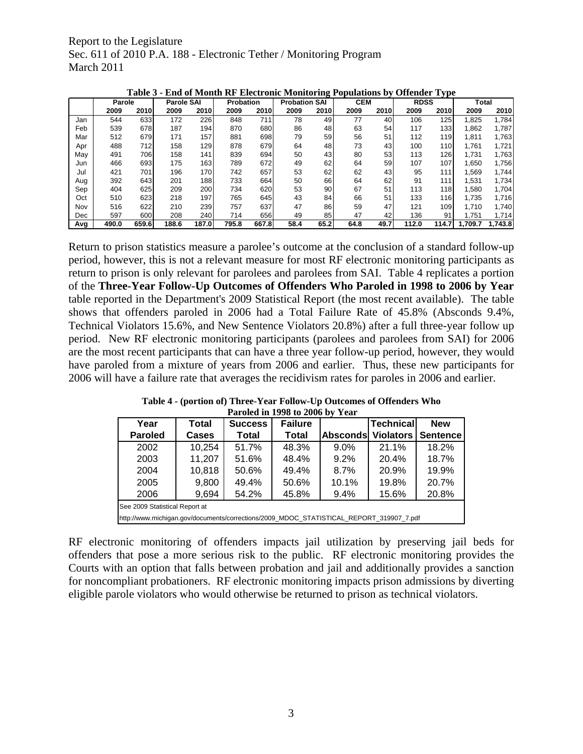Report to the Legislature
Sec. 611 of 2010 P.A. 188 - Electronic Tether / Monitoring Program
March 2011

**Table 3 - End of Month RF Electronic Monitoring Populations by Offender Type**

| | Parole | | Parole SAI | | Probation | | Probation SAI | | CEM | | RDSS | | Total | |
|---|---|---|---|---|---|---|---|---|---|---|---|---|---|---|
| | 2009 | 2010 | 2009 | 2010 | 2009 | 2010 | 2009 | 2010 | 2009 | 2010 | 2009 | 2010 | 2009 | 2010 |
| Jan | 544 | 633 | 172 | 226 | 848 | 711 | 78 | 49 | 77 | 40 | 106 | 125 | 1,825 | 1,784 |
| Feb | 539 | 678 | 187 | 194 | 870 | 680 | 86 | 48 | 63 | 54 | 117 | 133 | 1,862 | 1,787 |
| Mar | 512 | 679 | 171 | 157 | 881 | 698 | 79 | 59 | 56 | 51 | 112 | 119 | 1,811 | 1,763 |
| Apr | 488 | 712 | 158 | 129 | 878 | 679 | 64 | 48 | 73 | 43 | 100 | 110 | 1,761 | 1,721 |
| May | 491 | 706 | 158 | 141 | 839 | 694 | 50 | 43 | 80 | 53 | 113 | 126 | 1,731 | 1,763 |
| Jun | 466 | 693 | 175 | 163 | 789 | 672 | 49 | 62 | 64 | 59 | 107 | 107 | 1,650 | 1,756 |
| Jul | 421 | 701 | 196 | 170 | 742 | 657 | 53 | 62 | 62 | 43 | 95 | 111 | 1,569 | 1,744 |
| Aug | 392 | 643 | 201 | 188 | 733 | 664 | 50 | 66 | 64 | 62 | 91 | 111 | 1,531 | 1,734 |
| Sep | 404 | 625 | 209 | 200 | 734 | 620 | 53 | 90 | 67 | 51 | 113 | 118 | 1,580 | 1,704 |
| Oct | 510 | 623 | 218 | 197 | 765 | 645 | 43 | 84 | 66 | 51 | 133 | 116 | 1,735 | 1,716 |
| Nov | 516 | 622 | 210 | 239 | 757 | 637 | 47 | 86 | 59 | 47 | 121 | 109 | 1,710 | 1,740 |
| Dec | 597 | 600 | 208 | 240 | 714 | 656 | 49 | 85 | 47 | 42 | 136 | 91 | 1,751 | 1,714 |
| **Avg** | **490.0** | **659.6** | **188.6** | **187.0** | **795.8** | **667.8** | **58.4** | **65.2** | **64.8** | **49.7** | **112.0** | **114.7** | **1,709.7** | **1,743.8** |

Return to prison statistics measure a parolee's outcome at the conclusion of a standard follow-up period, however, this is not a relevant measure for most RF electronic monitoring participants as return to prison is only relevant for parolees and parolees from SAI. Table 4 replicates a portion of the **Three-Year Follow-Up Outcomes of Offenders Who Paroled in 1998 to 2006 by Year** table reported in the Department's 2009 Statistical Report (the most recent available). The table shows that offenders paroled in 2006 had a Total Failure Rate of 45.8% (Absconds 9.4%, Technical Violators 15.6%, and New Sentence Violators 20.8%) after a full three-year follow up period. New RF electronic monitoring participants (parolees and parolees from SAI) for 2006 are the most recent participants that can have a three year follow-up period, however, they would have paroled from a mixture of years from 2006 and earlier. Thus, these new participants for 2006 will have a failure rate that averages the recidivism rates for paroles in 2006 and earlier.

**Table 4 - (portion of) Three-Year Follow-Up Outcomes of Offenders Who Paroled in 1998 to 2006 by Year**

| Year Paroled | Total Cases | Success Total | Failure Total | Absconds | Technical Violators | New Sentence |
|---|---|---|---|---|---|---|
| 2002 | 10,254 | 51.7% | 48.3% | 9.0% | 21.1% | 18.2% |
| 2003 | 11,207 | 51.6% | 48.4% | 9.2% | 20.4% | 18.7% |
| 2004 | 10,818 | 50.6% | 49.4% | 8.7% | 20.9% | 19.9% |
| 2005 | 9,800 | 49.4% | 50.6% | 10.1% | 19.8% | 20.7% |
| 2006 | 9,694 | 54.2% | 45.8% | 9.4% | 15.6% | 20.8% |

See 2009 Statistical Report at
http://www.michigan.gov/documents/corrections/2009_MDOC_STATISTICAL_REPORT_319907_7.pdf

RF electronic monitoring of offenders impacts jail utilization by preserving jail beds for offenders that pose a more serious risk to the public. RF electronic monitoring provides the Courts with an option that falls between probation and jail and additionally provides a sanction for noncompliant probationers. RF electronic monitoring impacts prison admissions by diverting eligible parole violators who would otherwise be returned to prison as technical violators.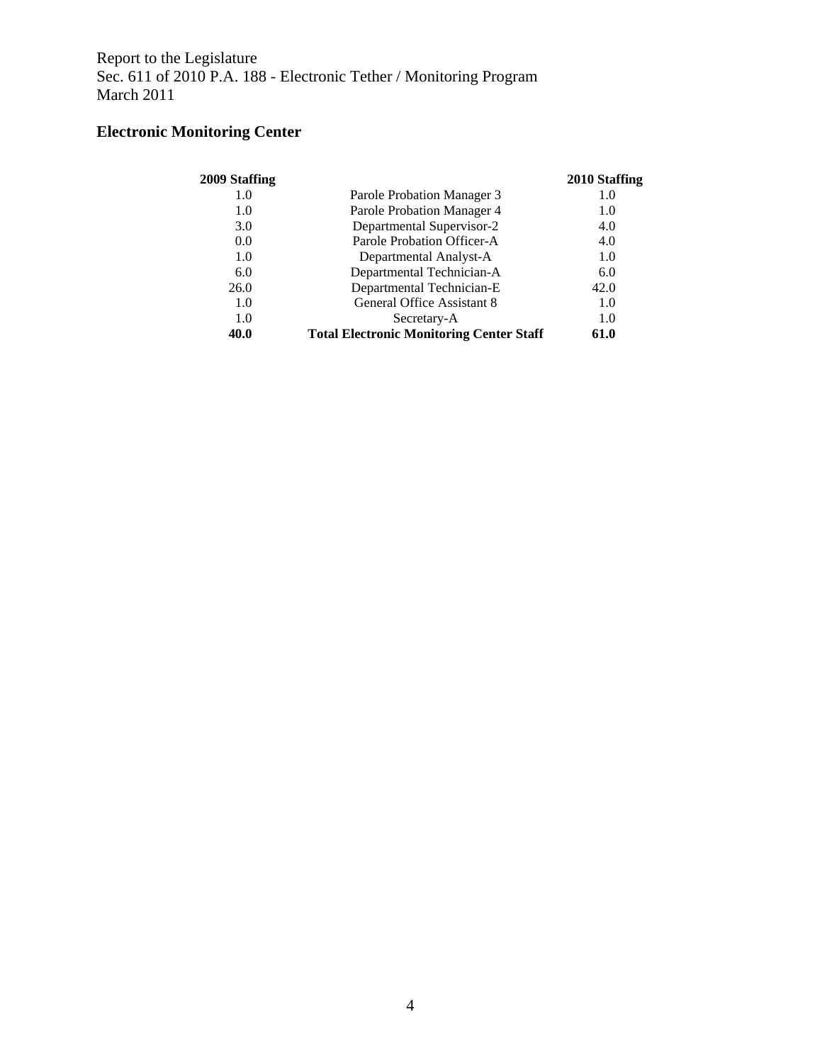Report to the Legislature
Sec. 611 of 2010 P.A. 188 - Electronic Tether / Monitoring Program
March 2011

## Electronic Monitoring Center

| 2009 Staffing | | 2010 Staffing |
|---|---|---|
| 1.0 | Parole Probation Manager 3 | 1.0 |
| 1.0 | Parole Probation Manager 4 | 1.0 |
| 3.0 | Departmental Supervisor-2 | 4.0 |
| 0.0 | Parole Probation Officer-A | 4.0 |
| 1.0 | Departmental Analyst-A | 1.0 |
| 6.0 | Departmental Technician-A | 6.0 |
| 26.0 | Departmental Technician-E | 42.0 |
| 1.0 | General Office Assistant 8 | 1.0 |
| 1.0 | Secretary-A | 1.0 |
| **40.0** | **Total Electronic Monitoring Center Staff** | **61.0** |